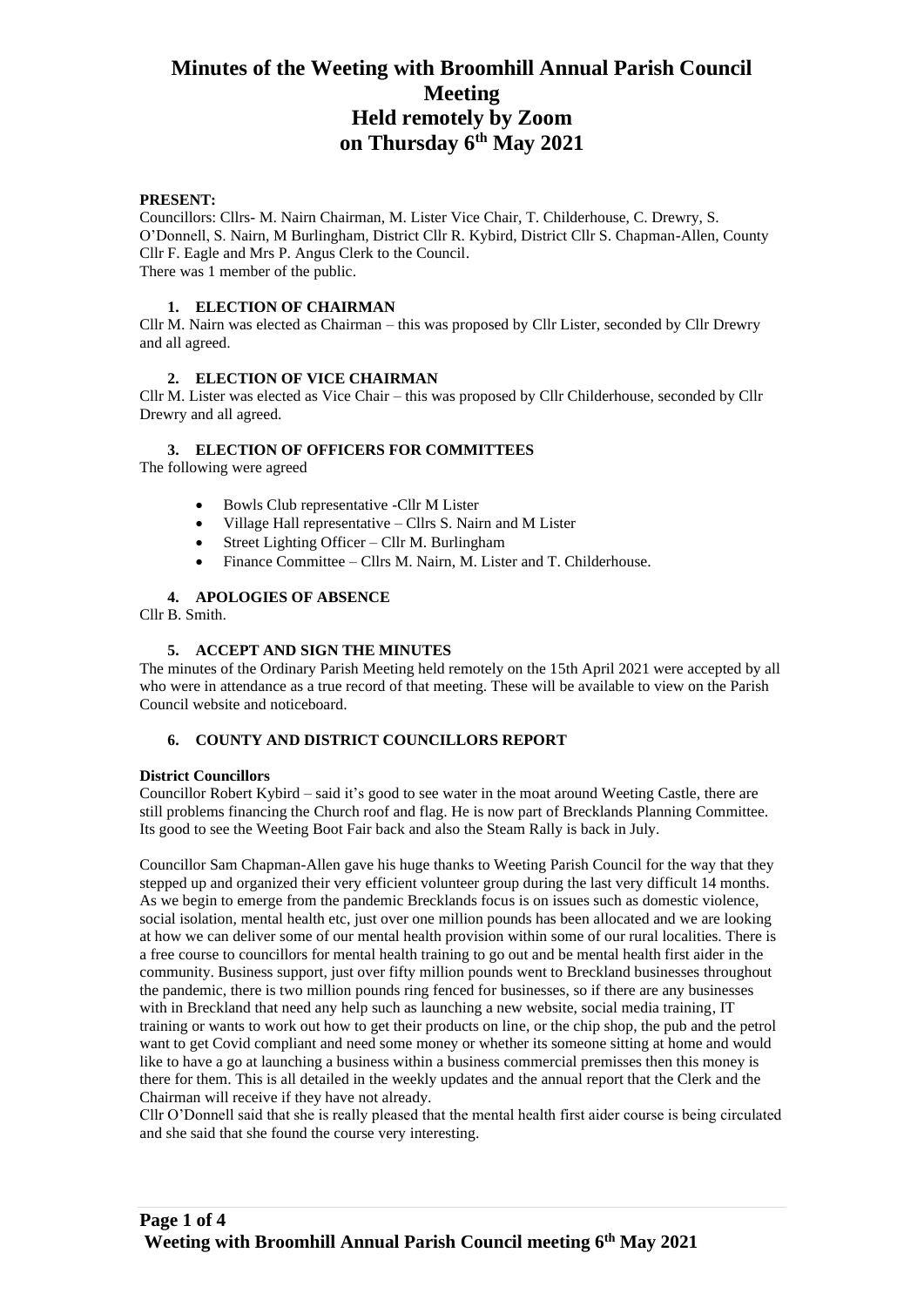# Minutes of the Weeting with Broomhill Annual Parish Council Meeting Held remotely by Zoom on Thursday 6th May 2021

**PRESENT:**

Councillors: Cllrs- M. Nairn Chairman, M. Lister Vice Chair, T. Childerhouse, C. Drewry, S. O'Donnell, S. Nairn, M Burlingham, District Cllr R. Kybird, District Cllr S. Chapman-Allen, County Cllr F. Eagle and Mrs P. Angus Clerk to the Council.
There was 1 member of the public.

### 1. ELECTION OF CHAIRMAN

Cllr M. Nairn was elected as Chairman – this was proposed by Cllr Lister, seconded by Cllr Drewry and all agreed.

### 2. ELECTION OF VICE CHAIRMAN

Cllr M. Lister was elected as Vice Chair – this was proposed by Cllr Childerhouse, seconded by Cllr Drewry and all agreed.

### 3. ELECTION OF OFFICERS FOR COMMITTEES

The following were agreed

- Bowls Club representative -Cllr M Lister
- Village Hall representative – Cllrs S. Nairn and M Lister
- Street Lighting Officer – Cllr M. Burlingham
- Finance Committee – Cllrs M. Nairn, M. Lister and T. Childerhouse.

### 4. APOLOGIES OF ABSENCE

Cllr B. Smith.

### 5. ACCEPT AND SIGN THE MINUTES

The minutes of the Ordinary Parish Meeting held remotely on the 15th April 2021 were accepted by all who were in attendance as a true record of that meeting. These will be available to view on the Parish Council website and noticeboard.

### 6. COUNTY AND DISTRICT COUNCILLORS REPORT

**District Councillors**

Councillor Robert Kybird – said it's good to see water in the moat around Weeting Castle, there are still problems financing the Church roof and flag. He is now part of Brecklands Planning Committee. Its good to see the Weeting Boot Fair back and also the Steam Rally is back in July.

Councillor Sam Chapman-Allen gave his huge thanks to Weeting Parish Council for the way that they stepped up and organized their very efficient volunteer group during the last very difficult 14 months. As we begin to emerge from the pandemic Brecklands focus is on issues such as domestic violence, social isolation, mental health etc, just over one million pounds has been allocated and we are looking at how we can deliver some of our mental health provision within some of our rural localities. There is a free course to councillors for mental health training to go out and be mental health first aider in the community. Business support, just over fifty million pounds went to Breckland businesses throughout the pandemic, there is two million pounds ring fenced for businesses, so if there are any businesses with in Breckland that need any help such as launching a new website, social media training, IT training or wants to work out how to get their products on line, or the chip shop, the pub and the petrol want to get Covid compliant and need some money or whether its someone sitting at home and would like to have a go at launching a business within a business commercial premisses then this money is there for them. This is all detailed in the weekly updates and the annual report that the Clerk and the Chairman will receive if they have not already.

Cllr O'Donnell said that she is really pleased that the mental health first aider course is being circulated and she said that she found the course very interesting.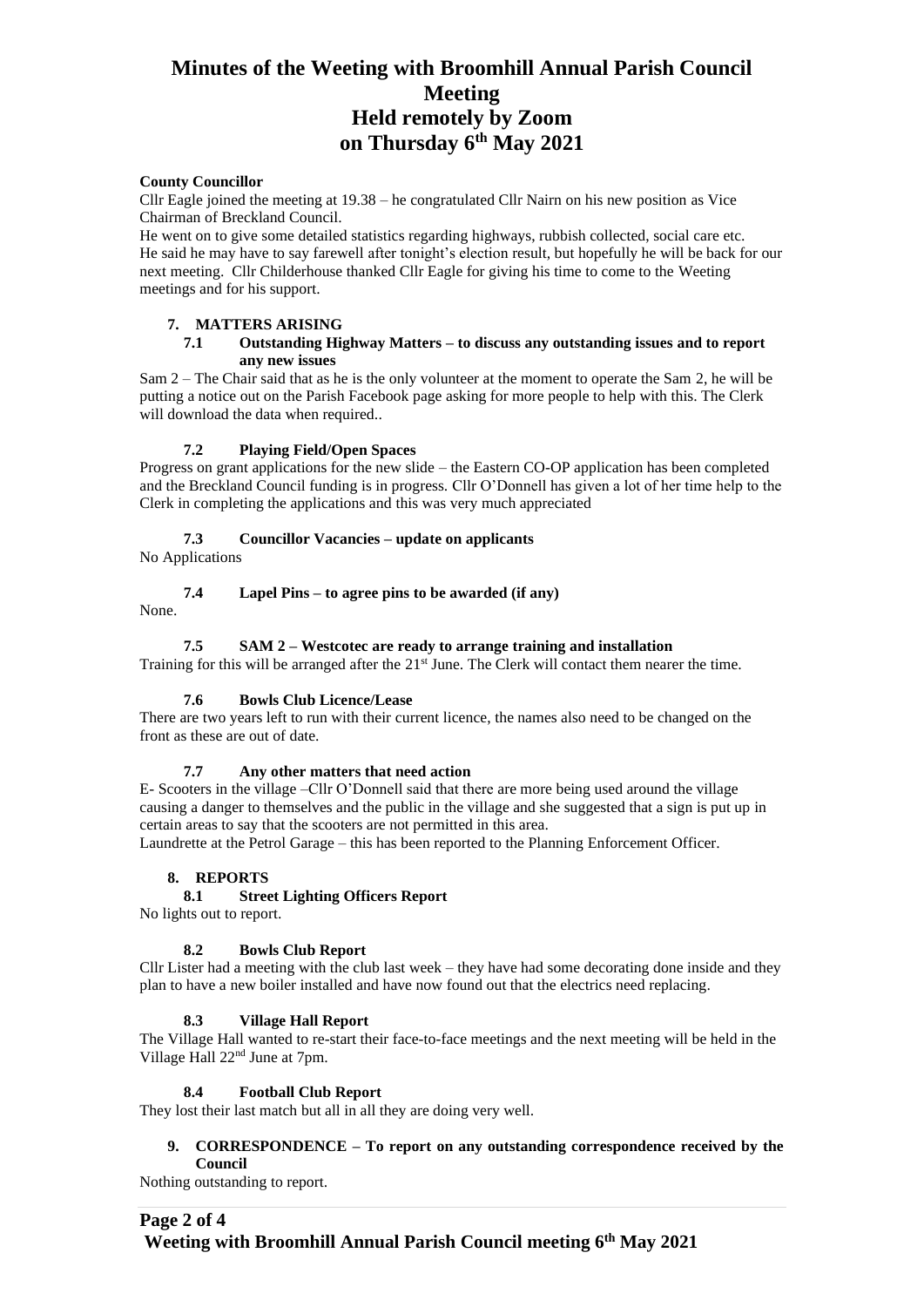# Minutes of the Weeting with Broomhill Annual Parish Council Meeting Held remotely by Zoom on Thursday 6th May 2021

**County Councillor**

Cllr Eagle joined the meeting at 19.38 – he congratulated Cllr Nairn on his new position as Vice Chairman of Breckland Council.

He went on to give some detailed statistics regarding highways, rubbish collected, social care etc. He said he may have to say farewell after tonight's election result, but hopefully he will be back for our next meeting. Cllr Childerhouse thanked Cllr Eagle for giving his time to come to the Weeting meetings and for his support.

## 7. MATTERS ARISING

### 7.1 Outstanding Highway Matters – to discuss any outstanding issues and to report any new issues

Sam 2 – The Chair said that as he is the only volunteer at the moment to operate the Sam 2, he will be putting a notice out on the Parish Facebook page asking for more people to help with this. The Clerk will download the data when required..

### 7.2 Playing Field/Open Spaces

Progress on grant applications for the new slide – the Eastern CO-OP application has been completed and the Breckland Council funding is in progress. Cllr O'Donnell has given a lot of her time help to the Clerk in completing the applications and this was very much appreciated

### 7.3 Councillor Vacancies – update on applicants

No Applications

### 7.4 Lapel Pins – to agree pins to be awarded (if any)

None.

### 7.5 SAM 2 – Westcotec are ready to arrange training and installation

Training for this will be arranged after the 21st June. The Clerk will contact them nearer the time.

### 7.6 Bowls Club Licence/Lease

There are two years left to run with their current licence, the names also need to be changed on the front as these are out of date.

### 7.7 Any other matters that need action

E- Scooters in the village –Cllr O'Donnell said that there are more being used around the village causing a danger to themselves and the public in the village and she suggested that a sign is put up in certain areas to say that the scooters are not permitted in this area.

Laundrette at the Petrol Garage – this has been reported to the Planning Enforcement Officer.

## 8. REPORTS

### 8.1 Street Lighting Officers Report

No lights out to report.

### 8.2 Bowls Club Report

Cllr Lister had a meeting with the club last week – they have had some decorating done inside and they plan to have a new boiler installed and have now found out that the electrics need replacing.

### 8.3 Village Hall Report

The Village Hall wanted to re-start their face-to-face meetings and the next meeting will be held in the Village Hall 22nd June at 7pm.

### 8.4 Football Club Report

They lost their last match but all in all they are doing very well.

## 9. CORRESPONDENCE – To report on any outstanding correspondence received by the Council

Nothing outstanding to report.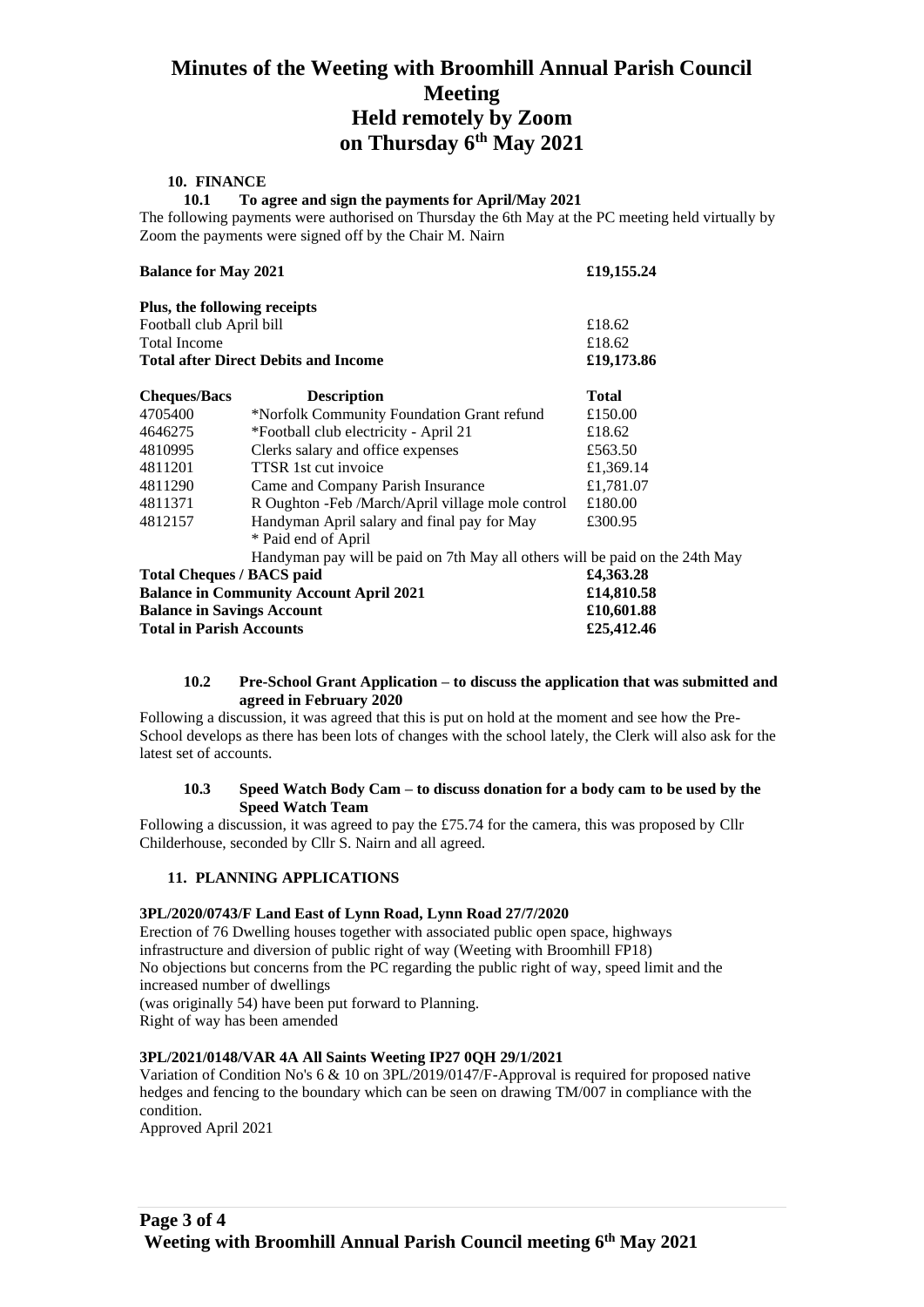# Minutes of the Weeting with Broomhill Annual Parish Council Meeting Held remotely by Zoom on Thursday 6th May 2021

## 10. FINANCE

### 10.1 To agree and sign the payments for April/May 2021

The following payments were authorised on Thursday the 6th May at the PC meeting held virtually by Zoom the payments were signed off by the Chair M. Nairn

| **Balance for May 2021** | | **£19,155.24** |
|---|---|---|
| **Plus, the following receipts** | | |
| Football club April bill | | £18.62 |
| Total Income | | £18.62 |
| **Total after Direct Debits and Income** | | **£19,173.86** |
| **Cheques/Bacs** | **Description** | **Total** |
| 4705400 | *Norfolk Community Foundation Grant refund | £150.00 |
| 4646275 | *Football club electricity - April 21 | £18.62 |
| 4810995 | Clerks salary and office expenses | £563.50 |
| 4811201 | TTSR 1st cut invoice | £1,369.14 |
| 4811290 | Came and Company Parish Insurance | £1,781.07 |
| 4811371 | R Oughton -Feb /March/April village mole control | £180.00 |
| 4812157 | Handyman April salary and final pay for May | £300.95 |
| | * Paid end of April | |
| | Handyman pay will be paid on 7th May all others will be paid on the 24th May | |
| **Total Cheques / BACS paid** | | **£4,363.28** |
| **Balance in Community Account April 2021** | | **£14,810.58** |
| **Balance in Savings Account** | | **£10,601.88** |
| **Total in Parish Accounts** | | **£25,412.46** |

### 10.2 Pre-School Grant Application – to discuss the application that was submitted and agreed in February 2020

Following a discussion, it was agreed that this is put on hold at the moment and see how the Pre-School develops as there has been lots of changes with the school lately, the Clerk will also ask for the latest set of accounts.

### 10.3 Speed Watch Body Cam – to discuss donation for a body cam to be used by the Speed Watch Team

Following a discussion, it was agreed to pay the £75.74 for the camera, this was proposed by Cllr Childerhouse, seconded by Cllr S. Nairn and all agreed.

## 11. PLANNING APPLICATIONS

**3PL/2020/0743/F Land East of Lynn Road, Lynn Road 27/7/2020**

Erection of 76 Dwelling houses together with associated public open space, highways infrastructure and diversion of public right of way (Weeting with Broomhill FP18)
No objections but concerns from the PC regarding the public right of way, speed limit and the increased number of dwellings
(was originally 54) have been put forward to Planning.
Right of way has been amended

**3PL/2021/0148/VAR 4A All Saints Weeting IP27 0QH 29/1/2021**

Variation of Condition No's 6 & 10 on 3PL/2019/0147/F-Approval is required for proposed native hedges and fencing to the boundary which can be seen on drawing TM/007 in compliance with the condition.
Approved April 2021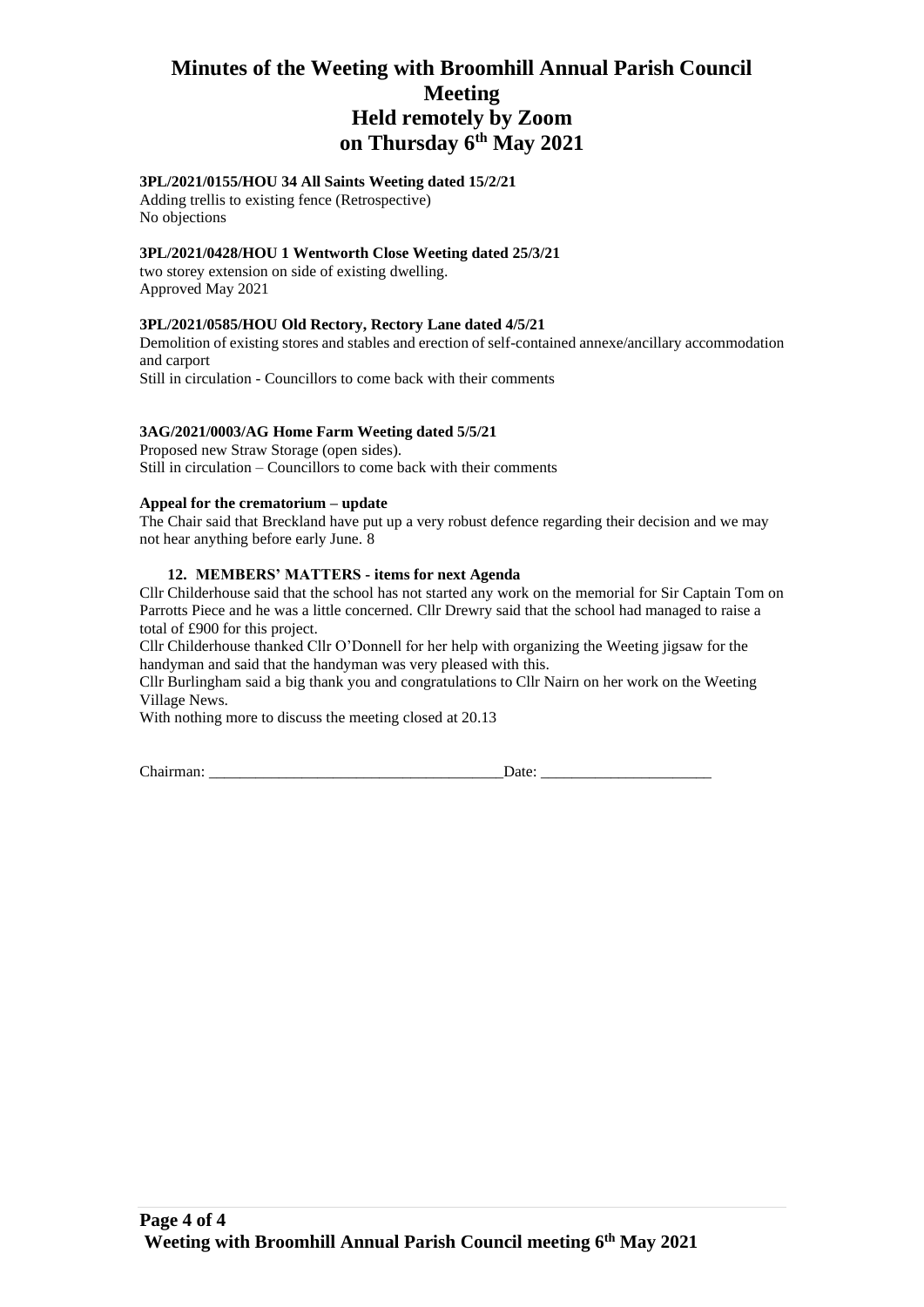# Minutes of the Weeting with Broomhill Annual Parish Council Meeting Held remotely by Zoom on Thursday 6th May 2021

**3PL/2021/0155/HOU 34 All Saints Weeting dated 15/2/21**
Adding trellis to existing fence (Retrospective)
No objections

**3PL/2021/0428/HOU 1 Wentworth Close Weeting dated 25/3/21**
two storey extension on side of existing dwelling.
Approved May 2021

**3PL/2021/0585/HOU Old Rectory, Rectory Lane dated 4/5/21**
Demolition of existing stores and stables and erection of self-contained annexe/ancillary accommodation and carport
Still in circulation - Councillors to come back with their comments

**3AG/2021/0003/AG Home Farm Weeting dated 5/5/21**
Proposed new Straw Storage (open sides).
Still in circulation – Councillors to come back with their comments

**Appeal for the crematorium – update**
The Chair said that Breckland have put up a very robust defence regarding their decision and we may not hear anything before early June. 8

**12. MEMBERS' MATTERS - items for next Agenda**

Cllr Childerhouse said that the school has not started any work on the memorial for Sir Captain Tom on Parrotts Piece and he was a little concerned. Cllr Drewry said that the school had managed to raise a total of £900 for this project.
Cllr Childerhouse thanked Cllr O'Donnell for her help with organizing the Weeting jigsaw for the handyman and said that the handyman was very pleased with this.
Cllr Burlingham said a big thank you and congratulations to Cllr Nairn on her work on the Weeting Village News.
With nothing more to discuss the meeting closed at 20.13

Chairman: ______________________________________Date: ______________________